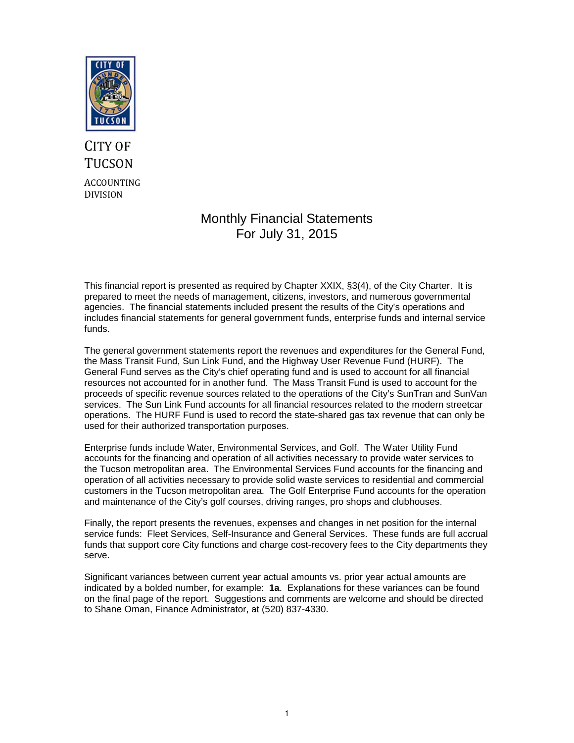CITY OF TUCSON

ACCOUNTING DIVISION

# Monthly Financial Statements
## For July 31, 2015

This financial report is presented as required by Chapter XXIX, §3(4), of the City Charter. It is prepared to meet the needs of management, citizens, investors, and numerous governmental agencies. The financial statements included present the results of the City's operations and includes financial statements for general government funds, enterprise funds and internal service funds.

The general government statements report the revenues and expenditures for the General Fund, the Mass Transit Fund, Sun Link Fund, and the Highway User Revenue Fund (HURF). The General Fund serves as the City's chief operating fund and is used to account for all financial resources not accounted for in another fund. The Mass Transit Fund is used to account for the proceeds of specific revenue sources related to the operations of the City's SunTran and SunVan services. The Sun Link Fund accounts for all financial resources related to the modern streetcar operations. The HURF Fund is used to record the state-shared gas tax revenue that can only be used for their authorized transportation purposes.

Enterprise funds include Water, Environmental Services, and Golf. The Water Utility Fund accounts for the financing and operation of all activities necessary to provide water services to the Tucson metropolitan area. The Environmental Services Fund accounts for the financing and operation of all activities necessary to provide solid waste services to residential and commercial customers in the Tucson metropolitan area. The Golf Enterprise Fund accounts for the operation and maintenance of the City's golf courses, driving ranges, pro shops and clubhouses.

Finally, the report presents the revenues, expenses and changes in net position for the internal service funds: Fleet Services, Self-Insurance and General Services. These funds are full accrual funds that support core City functions and charge cost-recovery fees to the City departments they serve.

Significant variances between current year actual amounts vs. prior year actual amounts are indicated by a bolded number, for example: **1a**. Explanations for these variances can be found on the final page of the report. Suggestions and comments are welcome and should be directed to Shane Oman, Finance Administrator, at (520) 837-4330.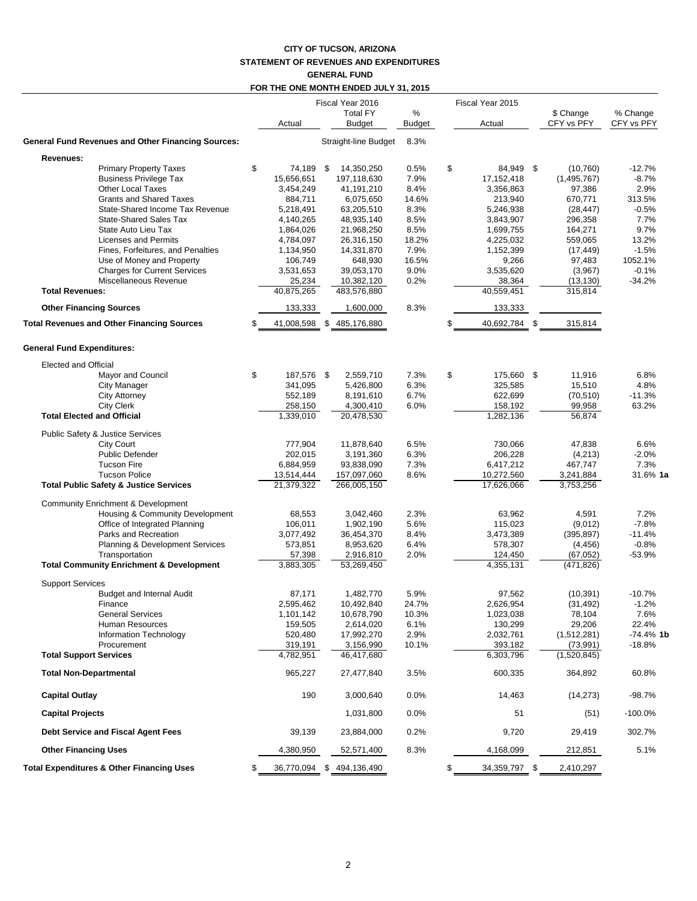**CITY OF TUCSON, ARIZONA**
**STATEMENT OF REVENUES AND EXPENDITURES**
**GENERAL FUND**
**FOR THE ONE MONTH ENDED JULY 31, 2015**

| | Fiscal Year 2016 Actual | Fiscal Year 2016 Total FY Budget | % Budget | Fiscal Year 2015 Actual | $ Change CFY vs PFY | % Change CFY vs PFY |
|---|---|---|---|---|---|---|
| **General Fund Revenues and Other Financing Sources:** | | Straight-line Budget | 8.3% | | | |
| **Revenues:** | | | | | | |
| Primary Property Taxes | $ 74,189 | $ 14,350,250 | 0.5% | $ 84,949 | $ (10,760) | -12.7% |
| Business Privilege Tax | 15,656,651 | 197,118,630 | 7.9% | 17,152,418 | (1,495,767) | -8.7% |
| Other Local Taxes | 3,454,249 | 41,191,210 | 8.4% | 3,356,863 | 97,386 | 2.9% |
| Grants and Shared Taxes | 884,711 | 6,075,650 | 14.6% | 213,940 | 670,771 | 313.5% |
| State-Shared Income Tax Revenue | 5,218,491 | 63,205,510 | 8.3% | 5,246,938 | (28,447) | -0.5% |
| State-Shared Sales Tax | 4,140,265 | 48,935,140 | 8.5% | 3,843,907 | 296,358 | 7.7% |
| State Auto Lieu Tax | 1,864,026 | 21,968,250 | 8.5% | 1,699,755 | 164,271 | 9.7% |
| Licenses and Permits | 4,784,097 | 26,316,150 | 18.2% | 4,225,032 | 559,065 | 13.2% |
| Fines, Forfeitures, and Penalties | 1,134,950 | 14,331,870 | 7.9% | 1,152,399 | (17,449) | -1.5% |
| Use of Money and Property | 106,749 | 648,930 | 16.5% | 9,266 | 97,483 | 1052.1% |
| Charges for Current Services | 3,531,653 | 39,053,170 | 9.0% | 3,535,620 | (3,967) | -0.1% |
| Miscellaneous Revenue | 25,234 | 10,382,120 | 0.2% | 38,364 | (13,130) | -34.2% |
| **Total Revenues:** | 40,875,265 | 483,576,880 | | 40,559,451 | 315,814 | |
| **Other Financing Sources** | 133,333 | 1,600,000 | 8.3% | 133,333 | | |
| **Total Revenues and Other Financing Sources** | $ 41,008,598 | $ 485,176,880 | | $ 40,692,784 | $ 315,814 | |
| **General Fund Expenditures:** | | | | | | |
| Elected and Official | | | | | | |
| Mayor and Council | $ 187,576 | $ 2,559,710 | 7.3% | $ 175,660 | $ 11,916 | 6.8% |
| City Manager | 341,095 | 5,426,800 | 6.3% | 325,585 | 15,510 | 4.8% |
| City Attorney | 552,189 | 8,191,610 | 6.7% | 622,699 | (70,510) | -11.3% |
| City Clerk | 258,150 | 4,300,410 | 6.0% | 158,192 | 99,958 | 63.2% |
| **Total Elected and Official** | 1,339,010 | 20,478,530 | | 1,282,136 | 56,874 | |
| Public Safety & Justice Services | | | | | | |
| City Court | 777,904 | 11,878,640 | 6.5% | 730,066 | 47,838 | 6.6% |
| Public Defender | 202,015 | 3,191,360 | 6.3% | 206,228 | (4,213) | -2.0% |
| Tucson Fire | 6,884,959 | 93,838,090 | 7.3% | 6,417,212 | 467,747 | 7.3% |
| Tucson Police | 13,514,444 | 157,097,060 | 8.6% | 10,272,560 | 3,241,884 | 31.6% **1a** |
| **Total Public Safety & Justice Services** | 21,379,322 | 266,005,150 | | 17,626,066 | 3,753,256 | |
| Community Enrichment & Development | | | | | | |
| Housing & Community Development | 68,553 | 3,042,460 | 2.3% | 63,962 | 4,591 | 7.2% |
| Office of Integrated Planning | 106,011 | 1,902,190 | 5.6% | 115,023 | (9,012) | -7.8% |
| Parks and Recreation | 3,077,492 | 36,454,370 | 8.4% | 3,473,389 | (395,897) | -11.4% |
| Planning & Development Services | 573,851 | 8,953,620 | 6.4% | 578,307 | (4,456) | -0.8% |
| Transportation | 57,398 | 2,916,810 | 2.0% | 124,450 | (67,052) | -53.9% |
| **Total Community Enrichment & Development** | 3,883,305 | 53,269,450 | | 4,355,131 | (471,826) | |
| Support Services | | | | | | |
| Budget and Internal Audit | 87,171 | 1,482,770 | 5.9% | 97,562 | (10,391) | -10.7% |
| Finance | 2,595,462 | 10,492,840 | 24.7% | 2,626,954 | (31,492) | -1.2% |
| General Services | 1,101,142 | 10,678,790 | 10.3% | 1,023,038 | 78,104 | 7.6% |
| Human Resources | 159,505 | 2,614,020 | 6.1% | 130,299 | 29,206 | 22.4% |
| Information Technology | 520,480 | 17,992,270 | 2.9% | 2,032,761 | (1,512,281) | -74.4% **1b** |
| Procurement | 319,191 | 3,156,990 | 10.1% | 393,182 | (73,991) | -18.8% |
| **Total Support Services** | 4,782,951 | 46,417,680 | | 6,303,796 | (1,520,845) | |
| **Total Non-Departmental** | 965,227 | 27,477,840 | 3.5% | 600,335 | 364,892 | 60.8% |
| **Capital Outlay** | 190 | 3,000,640 | 0.0% | 14,463 | (14,273) | -98.7% |
| **Capital Projects** | | 1,031,800 | 0.0% | 51 | (51) | -100.0% |
| **Debt Service and Fiscal Agent Fees** | 39,139 | 23,884,000 | 0.2% | 9,720 | 29,419 | 302.7% |
| **Other Financing Uses** | 4,380,950 | 52,571,400 | 8.3% | 4,168,099 | 212,851 | 5.1% |
| **Total Expenditures & Other Financing Uses** | $ 36,770,094 | $ 494,136,490 | | $ 34,359,797 | $ 2,410,297 | |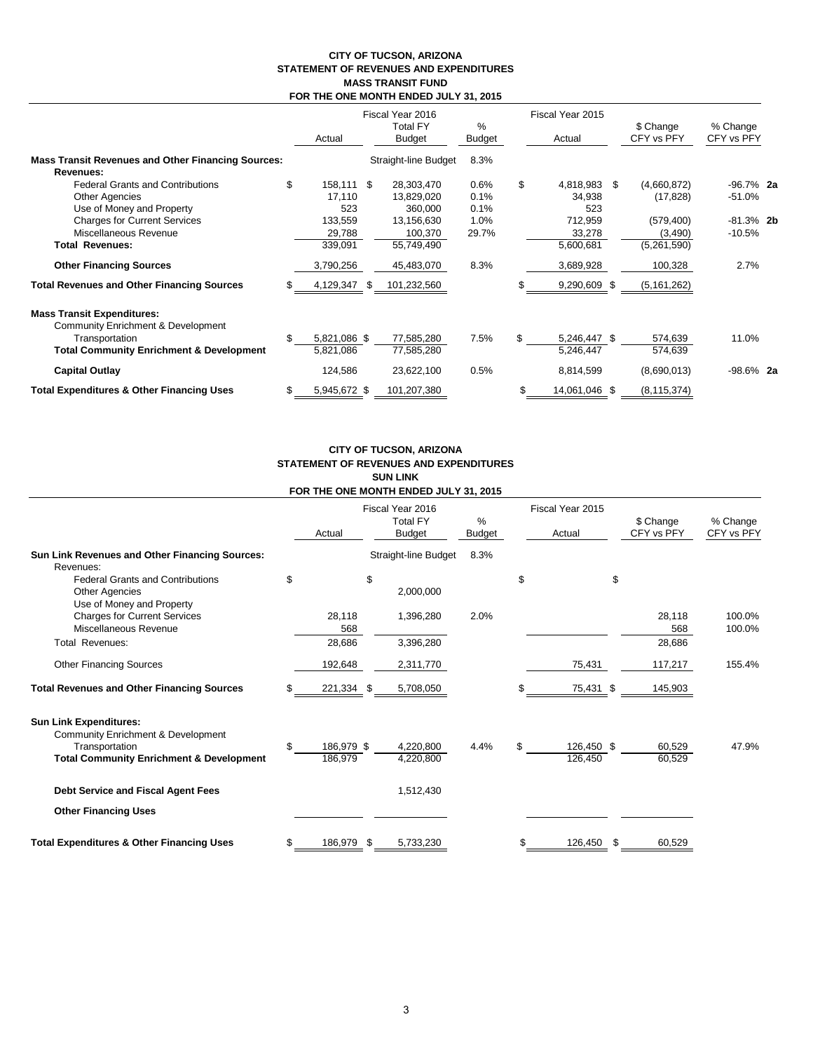**CITY OF TUCSON, ARIZONA**
**STATEMENT OF REVENUES AND EXPENDITURES**
**MASS TRANSIT FUND**
**FOR THE ONE MONTH ENDED JULY 31, 2015**

| | Fiscal Year 2016 | | | Fiscal Year 2015 | | | |
|---|---|---|---|---|---|---|---|
| | Actual | Total FY Budget | % Budget | Actual | $ Change CFY vs PFY | % Change CFY vs PFY | |
| **Mass Transit Revenues and Other Financing Sources:** | | Straight-line Budget | 8.3% | | | | |
| **Revenues:** | | | | | | | |
| Federal Grants and Contributions | $ 158,111 | $ 28,303,470 | 0.6% | $ 4,818,983 | $ (4,660,872) | -96.7% | **2a** |
| Other Agencies | 17,110 | 13,829,020 | 0.1% | 34,938 | (17,828) | -51.0% | |
| Use of Money and Property | 523 | 360,000 | 0.1% | 523 | | | |
| Charges for Current Services | 133,559 | 13,156,630 | 1.0% | 712,959 | (579,400) | -81.3% | **2b** |
| Miscellaneous Revenue | 29,788 | 100,370 | 29.7% | 33,278 | (3,490) | -10.5% | |
| **Total Revenues:** | 339,091 | 55,749,490 | | 5,600,681 | (5,261,590) | | |
| **Other Financing Sources** | 3,790,256 | 45,483,070 | 8.3% | 3,689,928 | 100,328 | 2.7% | |
| **Total Revenues and Other Financing Sources** | $ 4,129,347 | $ 101,232,560 | | $ 9,290,609 | $ (5,161,262) | | |
| **Mass Transit Expenditures:** | | | | | | | |
| Community Enrichment & Development | | | | | | | |
| Transportation | $ 5,821,086 | $ 77,585,280 | 7.5% | $ 5,246,447 | $ 574,639 | 11.0% | |
| **Total Community Enrichment & Development** | 5,821,086 | 77,585,280 | | 5,246,447 | 574,639 | | |
| **Capital Outlay** | 124,586 | 23,622,100 | 0.5% | 8,814,599 | (8,690,013) | -98.6% | **2a** |
| **Total Expenditures & Other Financing Uses** | $ 5,945,672 | $ 101,207,380 | | $ 14,061,046 | $ (8,115,374) | | |

**CITY OF TUCSON, ARIZONA**
**STATEMENT OF REVENUES AND EXPENDITURES**
**SUN LINK**
**FOR THE ONE MONTH ENDED JULY 31, 2015**

| | Fiscal Year 2016 | | | Fiscal Year 2015 | | |
|---|---|---|---|---|---|---|
| | Actual | Total FY Budget | % Budget | Actual | $ Change CFY vs PFY | % Change CFY vs PFY |
| **Sun Link Revenues and Other Financing Sources:** | | Straight-line Budget | 8.3% | | | |
| Revenues: | | | | | | |
| Federal Grants and Contributions | $ | $ | | $ | $ | |
| Other Agencies | | 2,000,000 | | | | |
| Use of Money and Property | | | | | | |
| Charges for Current Services | 28,118 | 1,396,280 | 2.0% | | 28,118 | 100.0% |
| Miscellaneous Revenue | 568 | | | | 568 | 100.0% |
| Total Revenues: | 28,686 | 3,396,280 | | | 28,686 | |
| Other Financing Sources | 192,648 | 2,311,770 | | 75,431 | 117,217 | 155.4% |
| **Total Revenues and Other Financing Sources** | $ 221,334 | $ 5,708,050 | | $ 75,431 | $ 145,903 | |
| **Sun Link Expenditures:** | | | | | | |
| Community Enrichment & Development | | | | | | |
| Transportation | $ 186,979 | $ 4,220,800 | 4.4% | $ 126,450 | $ 60,529 | 47.9% |
| **Total Community Enrichment & Development** | 186,979 | 4,220,800 | | 126,450 | 60,529 | |
| **Debt Service and Fiscal Agent Fees** | | 1,512,430 | | | | |
| **Other Financing Uses** | | | | | | |
| **Total Expenditures & Other Financing Uses** | $ 186,979 | $ 5,733,230 | | $ 126,450 | $ 60,529 | |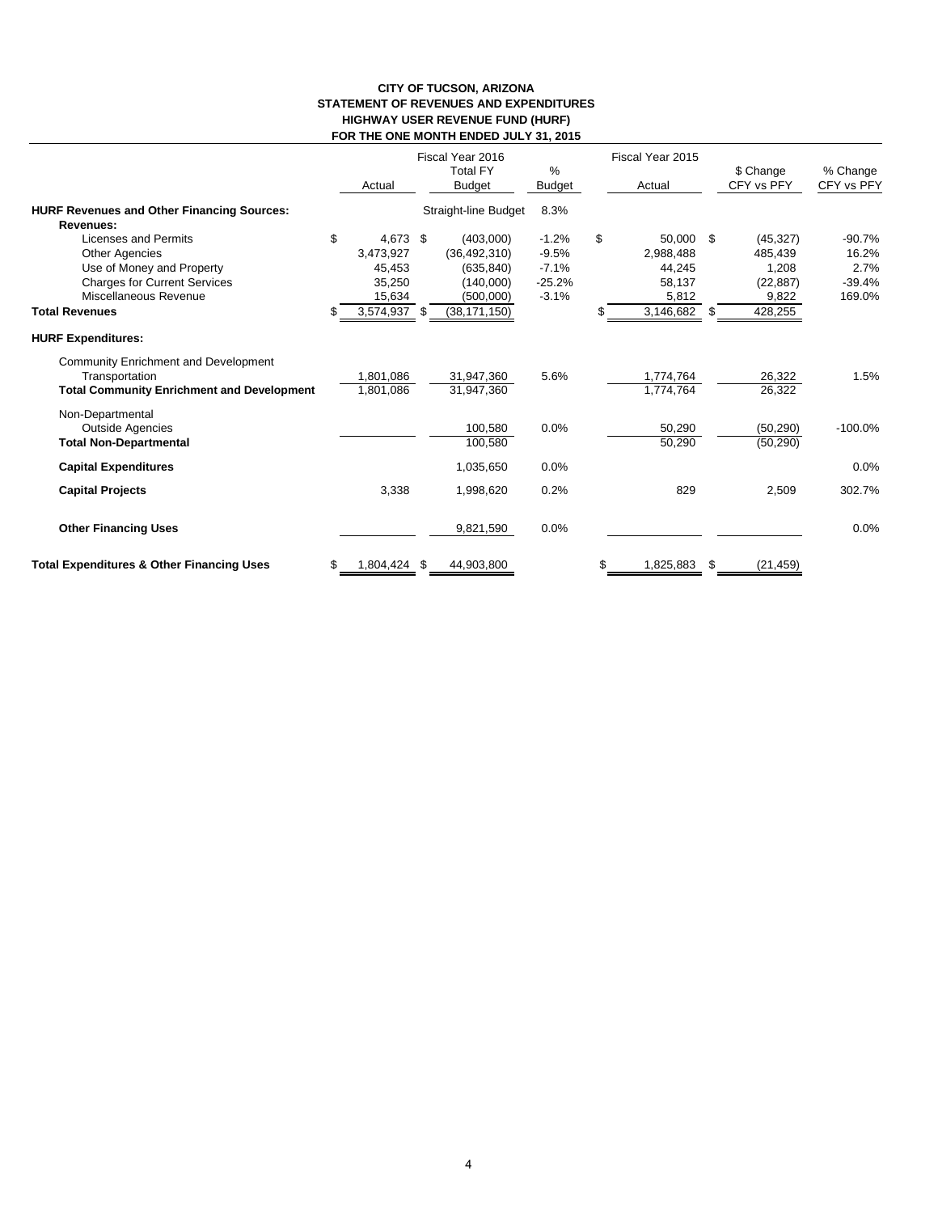# CITY OF TUCSON, ARIZONA
## STATEMENT OF REVENUES AND EXPENDITURES
## HIGHWAY USER REVENUE FUND (HURF)
## FOR THE ONE MONTH ENDED JULY 31, 2015

| | Fiscal Year 2016 Actual | Fiscal Year 2016 Total FY Budget | % Budget | Fiscal Year 2015 Actual | $ Change CFY vs PFY | % Change CFY vs PFY |
|---|---|---|---|---|---|---|
| **HURF Revenues and Other Financing Sources:** | | Straight-line Budget | 8.3% | | | |
| **Revenues:** | | | | | | |
| Licenses and Permits | $ 4,673 | $ (403,000) | -1.2% | $ 50,000 | $ (45,327) | -90.7% |
| Other Agencies | 3,473,927 | (36,492,310) | -9.5% | 2,988,488 | 485,439 | 16.2% |
| Use of Money and Property | 45,453 | (635,840) | -7.1% | 44,245 | 1,208 | 2.7% |
| Charges for Current Services | 35,250 | (140,000) | -25.2% | 58,137 | (22,887) | -39.4% |
| Miscellaneous Revenue | 15,634 | (500,000) | -3.1% | 5,812 | 9,822 | 169.0% |
| **Total Revenues** | $ 3,574,937 | $ (38,171,150) | | $ 3,146,682 | $ 428,255 | |
| **HURF Expenditures:** | | | | | | |
| Community Enrichment and Development | | | | | | |
| Transportation | 1,801,086 | 31,947,360 | 5.6% | 1,774,764 | 26,322 | 1.5% |
| **Total Community Enrichment and Development** | 1,801,086 | 31,947,360 | | 1,774,764 | 26,322 | |
| Non-Departmental | | | | | | |
| Outside Agencies | | 100,580 | 0.0% | 50,290 | (50,290) | -100.0% |
| **Total Non-Departmental** | | 100,580 | | 50,290 | (50,290) | |
| **Capital Expenditures** | | 1,035,650 | 0.0% | | | 0.0% |
| **Capital Projects** | 3,338 | 1,998,620 | 0.2% | 829 | 2,509 | 302.7% |
| **Other Financing Uses** | | 9,821,590 | 0.0% | | | 0.0% |
| **Total Expenditures & Other Financing Uses** | $ 1,804,424 | $ 44,903,800 | | $ 1,825,883 | $ (21,459) | |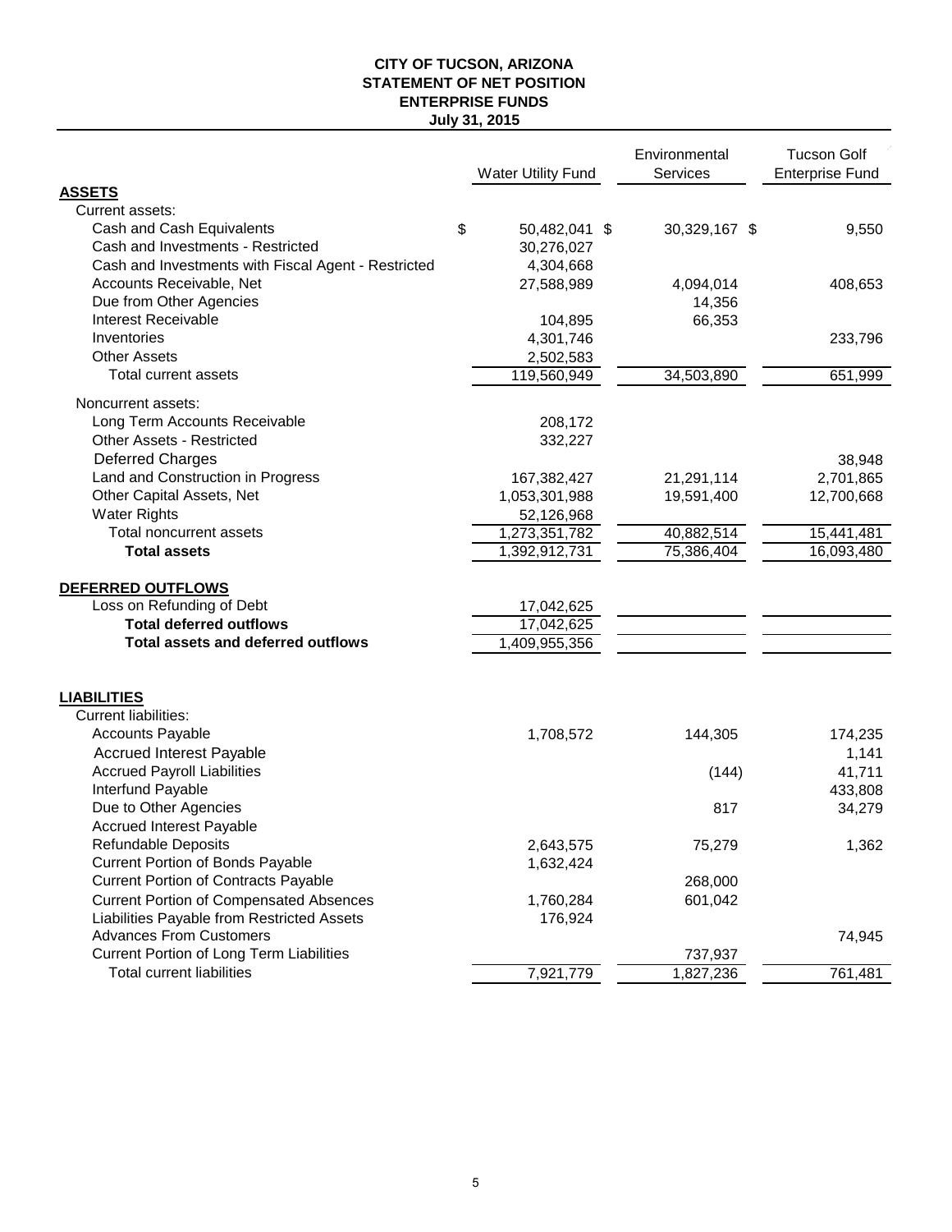**CITY OF TUCSON, ARIZONA**
**STATEMENT OF NET POSITION**
**ENTERPRISE FUNDS**
**July 31, 2015**

| | Water Utility Fund | Environmental Services | Tucson Golf Enterprise Fund |
|---|---|---|---|
| **ASSETS** | | | |
| Current assets: | | | |
| Cash and Cash Equivalents | $ 50,482,041 | $ 30,329,167 | $ 9,550 |
| Cash and Investments - Restricted | 30,276,027 | | |
| Cash and Investments with Fiscal Agent - Restricted | 4,304,668 | | |
| Accounts Receivable, Net | 27,588,989 | 4,094,014 | 408,653 |
| Due from Other Agencies | | 14,356 | |
| Interest Receivable | 104,895 | 66,353 | |
| Inventories | 4,301,746 | | 233,796 |
| Other Assets | 2,502,583 | | |
| Total current assets | 119,560,949 | 34,503,890 | 651,999 |
| Noncurrent assets: | | | |
| Long Term Accounts Receivable | 208,172 | | |
| Other Assets - Restricted | 332,227 | | |
| Deferred Charges | | | 38,948 |
| Land and Construction in Progress | 167,382,427 | 21,291,114 | 2,701,865 |
| Other Capital Assets, Net | 1,053,301,988 | 19,591,400 | 12,700,668 |
| Water Rights | 52,126,968 | | |
| Total noncurrent assets | 1,273,351,782 | 40,882,514 | 15,441,481 |
| **Total assets** | 1,392,912,731 | 75,386,404 | 16,093,480 |
| **DEFERRED OUTFLOWS** | | | |
| Loss on Refunding of Debt | 17,042,625 | | |
| **Total deferred outflows** | 17,042,625 | | |
| **Total assets and deferred outflows** | 1,409,955,356 | | |
| **LIABILITIES** | | | |
| Current liabilities: | | | |
| Accounts Payable | 1,708,572 | 144,305 | 174,235 |
| Accrued Interest Payable | | | 1,141 |
| Accrued Payroll Liabilities | | (144) | 41,711 |
| Interfund Payable | | | 433,808 |
| Due to Other Agencies | | 817 | 34,279 |
| Accrued Interest Payable | | | |
| Refundable Deposits | 2,643,575 | 75,279 | 1,362 |
| Current Portion of Bonds Payable | 1,632,424 | | |
| Current Portion of Contracts Payable | | 268,000 | |
| Current Portion of Compensated Absences | 1,760,284 | 601,042 | |
| Liabilities Payable from Restricted Assets | 176,924 | | |
| Advances From Customers | | | 74,945 |
| Current Portion of Long Term Liabilities | | 737,937 | |
| Total current liabilities | 7,921,779 | 1,827,236 | 761,481 |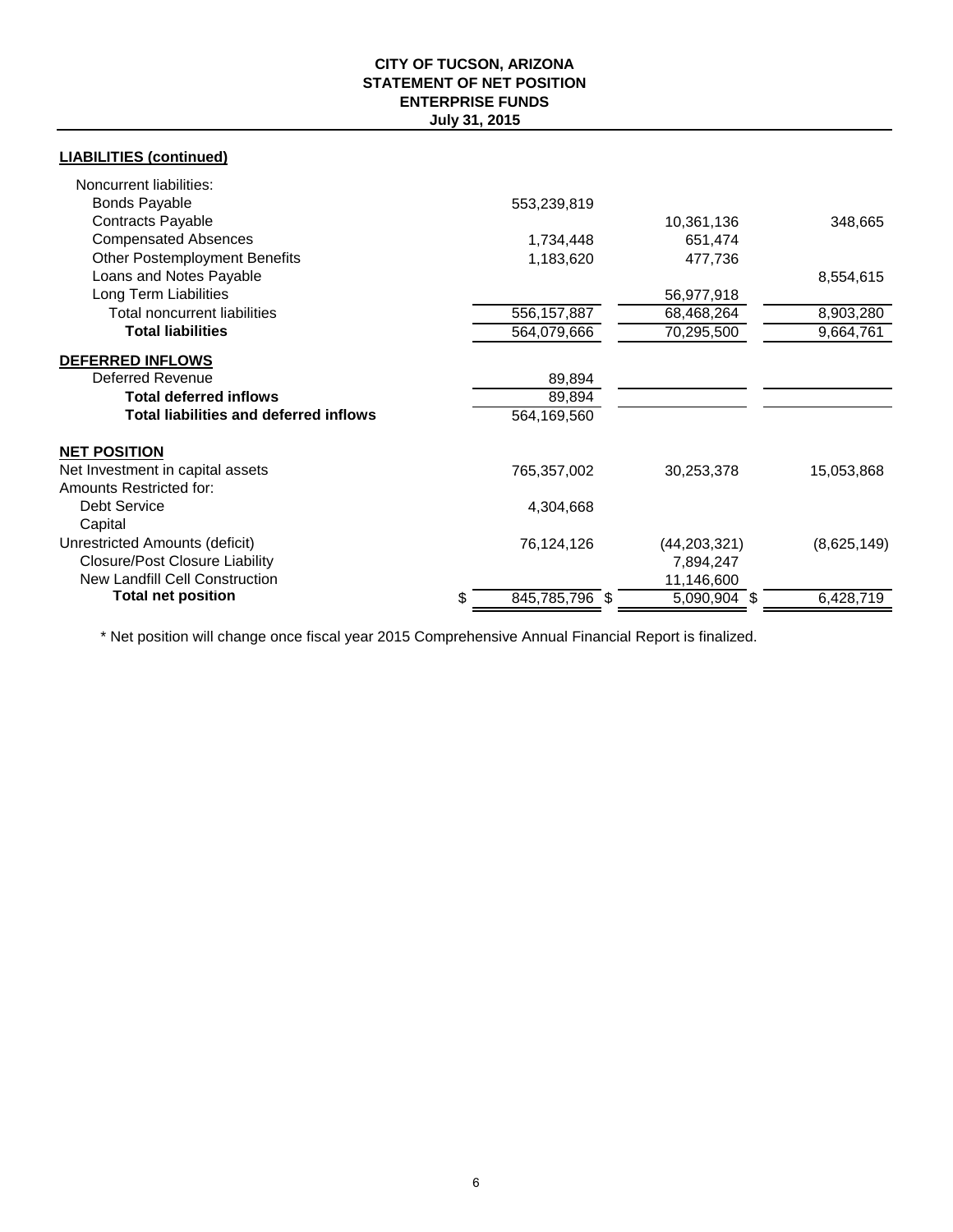**CITY OF TUCSON, ARIZONA**
**STATEMENT OF NET POSITION**
**ENTERPRISE FUNDS**
**July 31, 2015**

**LIABILITIES (continued)**

| | | | |
|---|---|---|---|
| Noncurrent liabilities: | | | |
| Bonds Payable | 553,239,819 | | |
| Contracts Payable | | 10,361,136 | 348,665 |
| Compensated Absences | 1,734,448 | 651,474 | |
| Other Postemployment Benefits | 1,183,620 | 477,736 | |
| Loans and Notes Payable | | | 8,554,615 |
| Long Term Liabilities | | 56,977,918 | |
| Total noncurrent liabilities | 556,157,887 | 68,468,264 | 8,903,280 |
| **Total liabilities** | 564,079,666 | 70,295,500 | 9,664,761 |
| **DEFERRED INFLOWS** | | | |
| Deferred Revenue | 89,894 | | |
| **Total deferred inflows** | 89,894 | | |
| **Total liabilities and deferred inflows** | 564,169,560 | | |
| **NET POSITION** | | | |
| Net Investment in capital assets | 765,357,002 | 30,253,378 | 15,053,868 |
| Amounts Restricted for: | | | |
| Debt Service | 4,304,668 | | |
| Capital | | | |
| Unrestricted Amounts (deficit) | 76,124,126 | (44,203,321) | (8,625,149) |
| Closure/Post Closure Liability | | 7,894,247 | |
| New Landfill Cell Construction | | 11,146,600 | |
| **Total net position** | $ 845,785,796 | $ 5,090,904 | $ 6,428,719 |

\* Net position will change once fiscal year 2015 Comprehensive Annual Financial Report is finalized.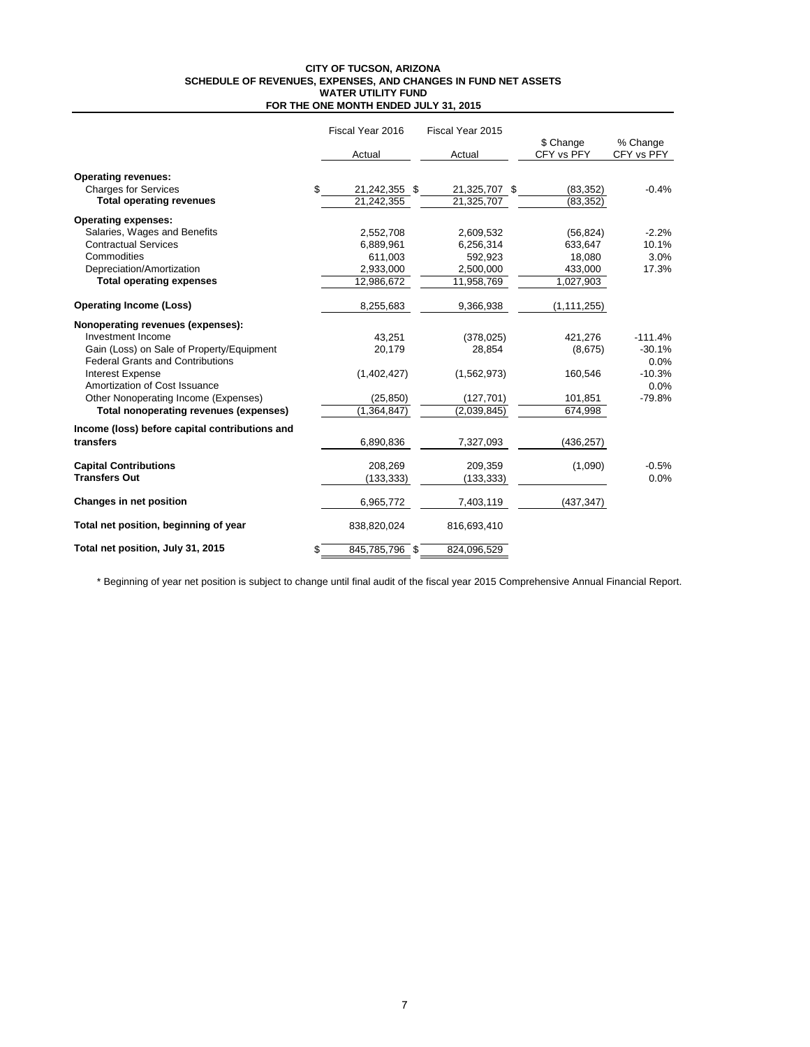**CITY OF TUCSON, ARIZONA**
**SCHEDULE OF REVENUES, EXPENSES, AND CHANGES IN FUND NET ASSETS**
**WATER UTILITY FUND**
**FOR THE ONE MONTH ENDED JULY 31, 2015**

| | Fiscal Year 2016 | Fiscal Year 2015 | | |
|---|---|---|---|---|
| | Actual | Actual | $ Change CFY vs PFY | % Change CFY vs PFY |
| **Operating revenues:** | | | | |
| Charges for Services | $ 21,242,355 | $ 21,325,707 | $ (83,352) | -0.4% |
| **Total operating revenues** | 21,242,355 | 21,325,707 | (83,352) | |
| **Operating expenses:** | | | | |
| Salaries, Wages and Benefits | 2,552,708 | 2,609,532 | (56,824) | -2.2% |
| Contractual Services | 6,889,961 | 6,256,314 | 633,647 | 10.1% |
| Commodities | 611,003 | 592,923 | 18,080 | 3.0% |
| Depreciation/Amortization | 2,933,000 | 2,500,000 | 433,000 | 17.3% |
| **Total operating expenses** | 12,986,672 | 11,958,769 | 1,027,903 | |
| **Operating Income (Loss)** | 8,255,683 | 9,366,938 | (1,111,255) | |
| **Nonoperating revenues (expenses):** | | | | |
| Investment Income | 43,251 | (378,025) | 421,276 | -111.4% |
| Gain (Loss) on Sale of Property/Equipment | 20,179 | 28,854 | (8,675) | -30.1% |
| Federal Grants and Contributions | | | | 0.0% |
| Interest Expense | (1,402,427) | (1,562,973) | 160,546 | -10.3% |
| Amortization of Cost Issuance | | | | 0.0% |
| Other Nonoperating Income (Expenses) | (25,850) | (127,701) | 101,851 | -79.8% |
| **Total nonoperating revenues (expenses)** | (1,364,847) | (2,039,845) | 674,998 | |
| **Income (loss) before capital contributions and transfers** | 6,890,836 | 7,327,093 | (436,257) | |
| **Capital Contributions** | 208,269 | 209,359 | (1,090) | -0.5% |
| **Transfers Out** | (133,333) | (133,333) | | 0.0% |
| **Changes in net position** | 6,965,772 | 7,403,119 | (437,347) | |
| **Total net position, beginning of year** | 838,820,024 | 816,693,410 | | |
| **Total net position, July 31, 2015** | $ 845,785,796 | $ 824,096,529 | | |

\* Beginning of year net position is subject to change until final audit of the fiscal year 2015 Comprehensive Annual Financial Report.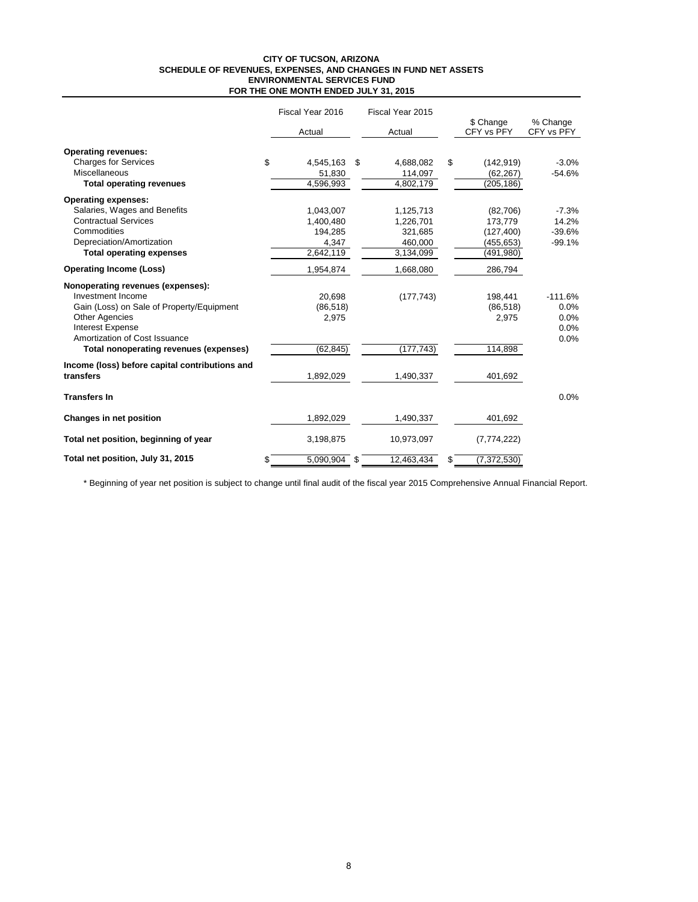**CITY OF TUCSON, ARIZONA**
**SCHEDULE OF REVENUES, EXPENSES, AND CHANGES IN FUND NET ASSETS**
**ENVIRONMENTAL SERVICES FUND**
**FOR THE ONE MONTH ENDED JULY 31, 2015**

| | Fiscal Year 2016 Actual | Fiscal Year 2015 Actual | $ Change CFY vs PFY | % Change CFY vs PFY |
|---|---|---|---|---|
| **Operating revenues:** | | | | |
| Charges for Services | $ 4,545,163 | $ 4,688,082 | $ (142,919) | -3.0% |
| Miscellaneous | 51,830 | 114,097 | (62,267) | -54.6% |
| **Total operating revenues** | 4,596,993 | 4,802,179 | (205,186) | |
| **Operating expenses:** | | | | |
| Salaries, Wages and Benefits | 1,043,007 | 1,125,713 | (82,706) | -7.3% |
| Contractual Services | 1,400,480 | 1,226,701 | 173,779 | 14.2% |
| Commodities | 194,285 | 321,685 | (127,400) | -39.6% |
| Depreciation/Amortization | 4,347 | 460,000 | (455,653) | -99.1% |
| **Total operating expenses** | 2,642,119 | 3,134,099 | (491,980) | |
| **Operating Income (Loss)** | 1,954,874 | 1,668,080 | 286,794 | |
| **Nonoperating revenues (expenses):** | | | | |
| Investment Income | 20,698 | (177,743) | 198,441 | -111.6% |
| Gain (Loss) on Sale of Property/Equipment | (86,518) | | (86,518) | 0.0% |
| Other Agencies | 2,975 | | 2,975 | 0.0% |
| Interest Expense | | | | 0.0% |
| Amortization of Cost Issuance | | | | 0.0% |
| **Total nonoperating revenues (expenses)** | (62,845) | (177,743) | 114,898 | |
| **Income (loss) before capital contributions and transfers** | 1,892,029 | 1,490,337 | 401,692 | |
| **Transfers In** | | | | 0.0% |
| **Changes in net position** | 1,892,029 | 1,490,337 | 401,692 | |
| **Total net position, beginning of year** | 3,198,875 | 10,973,097 | (7,774,222) | |
| **Total net position, July 31, 2015** | $ 5,090,904 | $ 12,463,434 | $ (7,372,530) | |

* Beginning of year net position is subject to change until final audit of the fiscal year 2015 Comprehensive Annual Financial Report.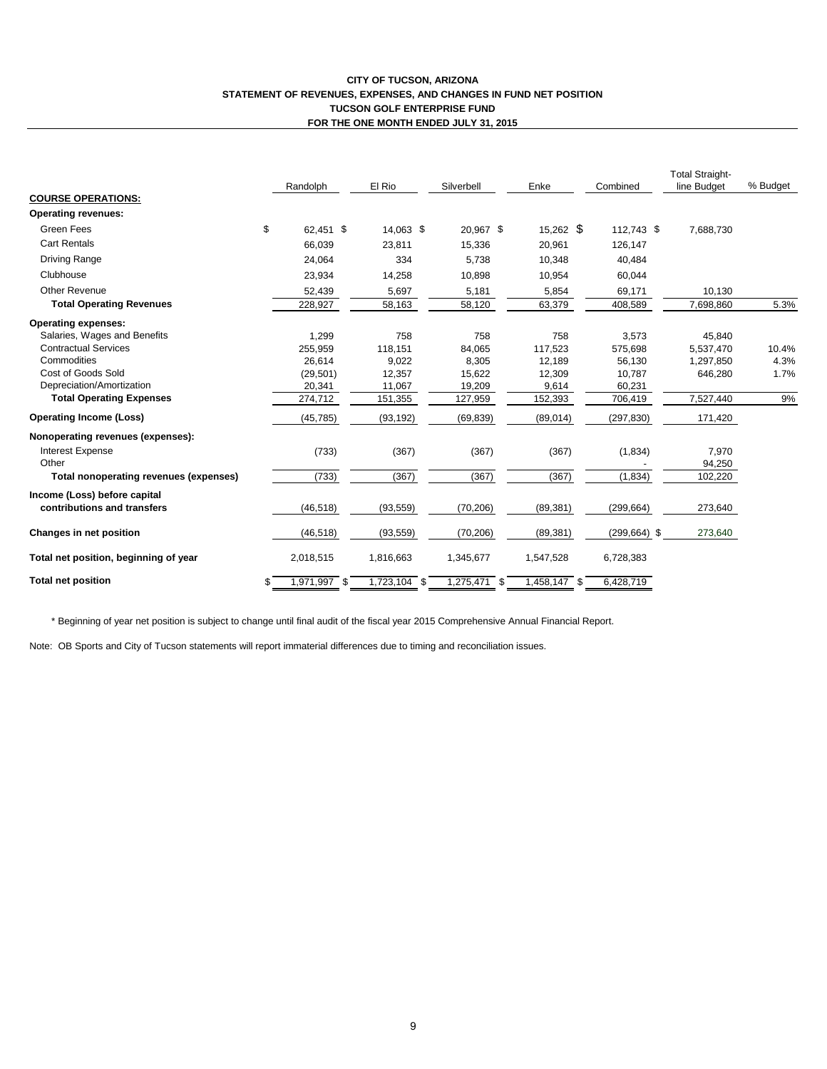**CITY OF TUCSON, ARIZONA**
**STATEMENT OF REVENUES, EXPENSES, AND CHANGES IN FUND NET POSITION**
**TUCSON GOLF ENTERPRISE FUND**
**FOR THE ONE MONTH ENDED JULY 31, 2015**

| | Randolph | El Rio | Silverbell | Enke | Combined | Total Straight-line Budget | % Budget |
|---|---|---|---|---|---|---|---|
| **COURSE OPERATIONS:** | | | | | | | |
| **Operating revenues:** | | | | | | | |
| Green Fees | $ 62,451 | $ 14,063 | $ 20,967 | $ 15,262 | $ 112,743 | $ 7,688,730 | |
| Cart Rentals | 66,039 | 23,811 | 15,336 | 20,961 | 126,147 | | |
| Driving Range | 24,064 | 334 | 5,738 | 10,348 | 40,484 | | |
| Clubhouse | 23,934 | 14,258 | 10,898 | 10,954 | 60,044 | | |
| Other Revenue | 52,439 | 5,697 | 5,181 | 5,854 | 69,171 | 10,130 | |
| **Total Operating Revenues** | 228,927 | 58,163 | 58,120 | 63,379 | 408,589 | 7,698,860 | 5.3% |
| **Operating expenses:** | | | | | | | |
| Salaries, Wages and Benefits | 1,299 | 758 | 758 | 758 | 3,573 | 45,840 | |
| Contractual Services | 255,959 | 118,151 | 84,065 | 117,523 | 575,698 | 5,537,470 | 10.4% |
| Commodities | 26,614 | 9,022 | 8,305 | 12,189 | 56,130 | 1,297,850 | 4.3% |
| Cost of Goods Sold | (29,501) | 12,357 | 15,622 | 12,309 | 10,787 | 646,280 | 1.7% |
| Depreciation/Amortization | 20,341 | 11,067 | 19,209 | 9,614 | 60,231 | | |
| **Total Operating Expenses** | 274,712 | 151,355 | 127,959 | 152,393 | 706,419 | 7,527,440 | 9% |
| **Operating Income (Loss)** | (45,785) | (93,192) | (69,839) | (89,014) | (297,830) | 171,420 | |
| **Nonoperating revenues (expenses):** | | | | | | | |
| Interest Expense | (733) | (367) | (367) | (367) | (1,834) | 7,970 | |
| Other | | | | | - | 94,250 | |
| **Total nonoperating revenues (expenses)** | (733) | (367) | (367) | (367) | (1,834) | 102,220 | |
| **Income (Loss) before capital contributions and transfers** | (46,518) | (93,559) | (70,206) | (89,381) | (299,664) | 273,640 | |
| **Changes in net position** | (46,518) | (93,559) | (70,206) | (89,381) | (299,664) | $ 273,640 | |
| **Total net position, beginning of year** | 2,018,515 | 1,816,663 | 1,345,677 | 1,547,528 | 6,728,383 | | |
| **Total net position** | $ 1,971,997 | $ 1,723,104 | $ 1,275,471 | $ 1,458,147 | $ 6,428,719 | | |

* Beginning of year net position is subject to change until final audit of the fiscal year 2015 Comprehensive Annual Financial Report.

Note: OB Sports and City of Tucson statements will report immaterial differences due to timing and reconciliation issues.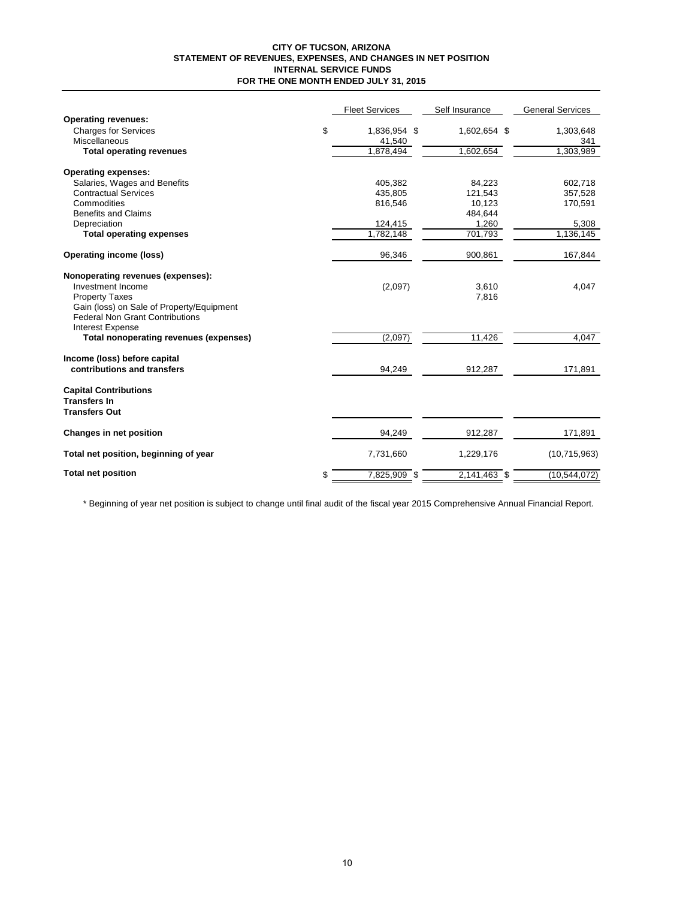**CITY OF TUCSON, ARIZONA**
**STATEMENT OF REVENUES, EXPENSES, AND CHANGES IN NET POSITION**
**INTERNAL SERVICE FUNDS**
**FOR THE ONE MONTH ENDED JULY 31, 2015**

| | Fleet Services | Self Insurance | General Services |
|---|---|---|---|
| **Operating revenues:** | | | |
| Charges for Services | $ 1,836,954 | $ 1,602,654 | $ 1,303,648 |
| Miscellaneous | 41,540 | | 341 |
| **Total operating revenues** | 1,878,494 | 1,602,654 | 1,303,989 |
| **Operating expenses:** | | | |
| Salaries, Wages and Benefits | 405,382 | 84,223 | 602,718 |
| Contractual Services | 435,805 | 121,543 | 357,528 |
| Commodities | 816,546 | 10,123 | 170,591 |
| Benefits and Claims | | 484,644 | |
| Depreciation | 124,415 | 1,260 | 5,308 |
| **Total operating expenses** | 1,782,148 | 701,793 | 1,136,145 |
| **Operating income (loss)** | 96,346 | 900,861 | 167,844 |
| **Nonoperating revenues (expenses):** | | | |
| Investment Income | (2,097) | 3,610 | 4,047 |
| Property Taxes | | 7,816 | |
| Gain (loss) on Sale of Property/Equipment | | | |
| Federal Non Grant Contributions | | | |
| Interest Expense | | | |
| **Total nonoperating revenues (expenses)** | (2,097) | 11,426 | 4,047 |
| **Income (loss) before capital contributions and transfers** | 94,249 | 912,287 | 171,891 |
| **Capital Contributions** | | | |
| **Transfers In** | | | |
| **Transfers Out** | | | |
| **Changes in net position** | 94,249 | 912,287 | 171,891 |
| **Total net position, beginning of year** | 7,731,660 | 1,229,176 | (10,715,963) |
| **Total net position** | $ 7,825,909 | $ 2,141,463 | $ (10,544,072) |

* Beginning of year net position is subject to change until final audit of the fiscal year 2015 Comprehensive Annual Financial Report.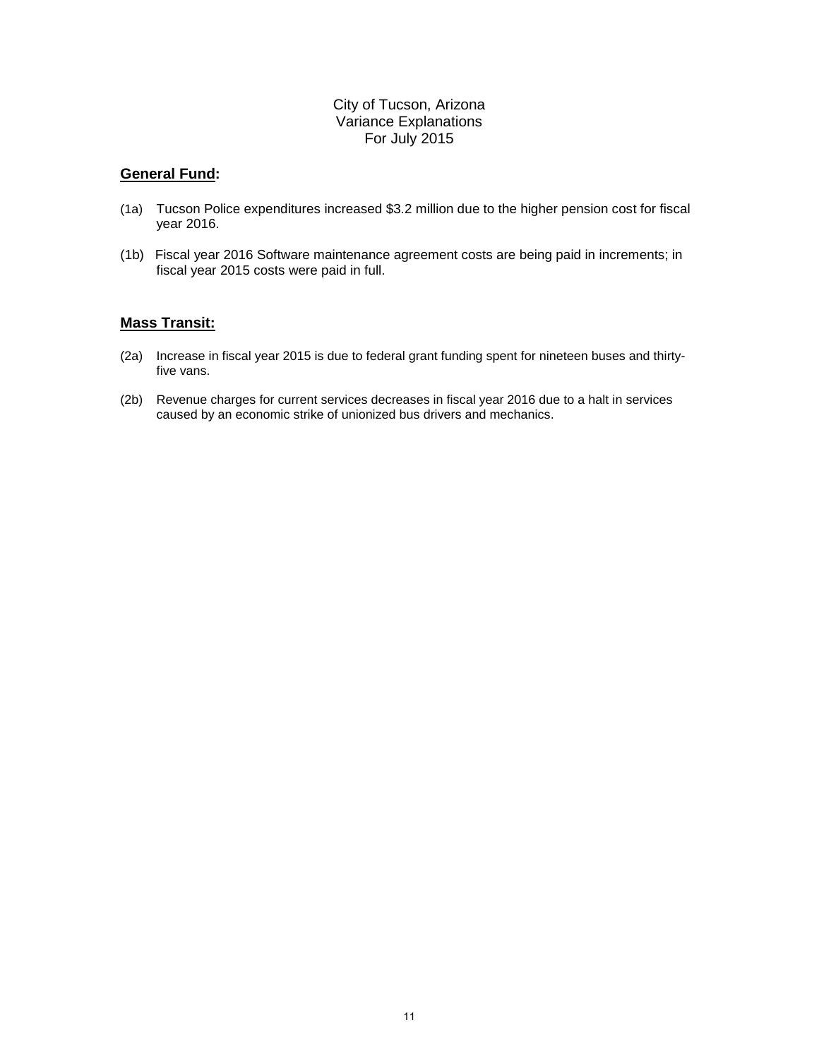City of Tucson, Arizona
Variance Explanations
For July 2015

**General Fund:**

(1a) Tucson Police expenditures increased $3.2 million due to the higher pension cost for fiscal year 2016.

(1b) Fiscal year 2016 Software maintenance agreement costs are being paid in increments; in fiscal year 2015 costs were paid in full.

**Mass Transit:**

(2a) Increase in fiscal year 2015 is due to federal grant funding spent for nineteen buses and thirty-five vans.

(2b) Revenue charges for current services decreases in fiscal year 2016 due to a halt in services caused by an economic strike of unionized bus drivers and mechanics.